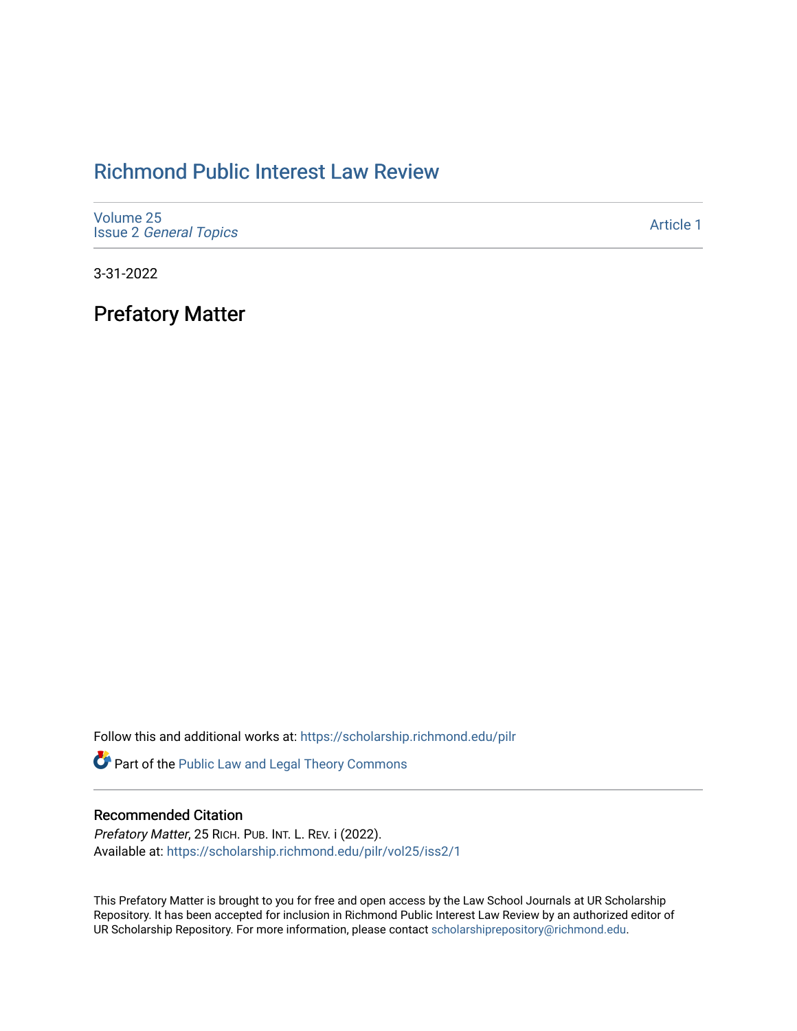# Richmond Public Interest Law Review

Volume 25
Issue 2 *General Topics*

Article 1

3-31-2022

## Prefatory Matter

Follow this and additional works at: https://scholarship.richmond.edu/pilr

Part of the Public Law and Legal Theory Commons

### Recommended Citation

*Prefatory Matter*, 25 RICH. PUB. INT. L. REV. i (2022).
Available at: https://scholarship.richmond.edu/pilr/vol25/iss2/1

This Prefatory Matter is brought to you for free and open access by the Law School Journals at UR Scholarship Repository. It has been accepted for inclusion in Richmond Public Interest Law Review by an authorized editor of UR Scholarship Repository. For more information, please contact scholarshiprepository@richmond.edu.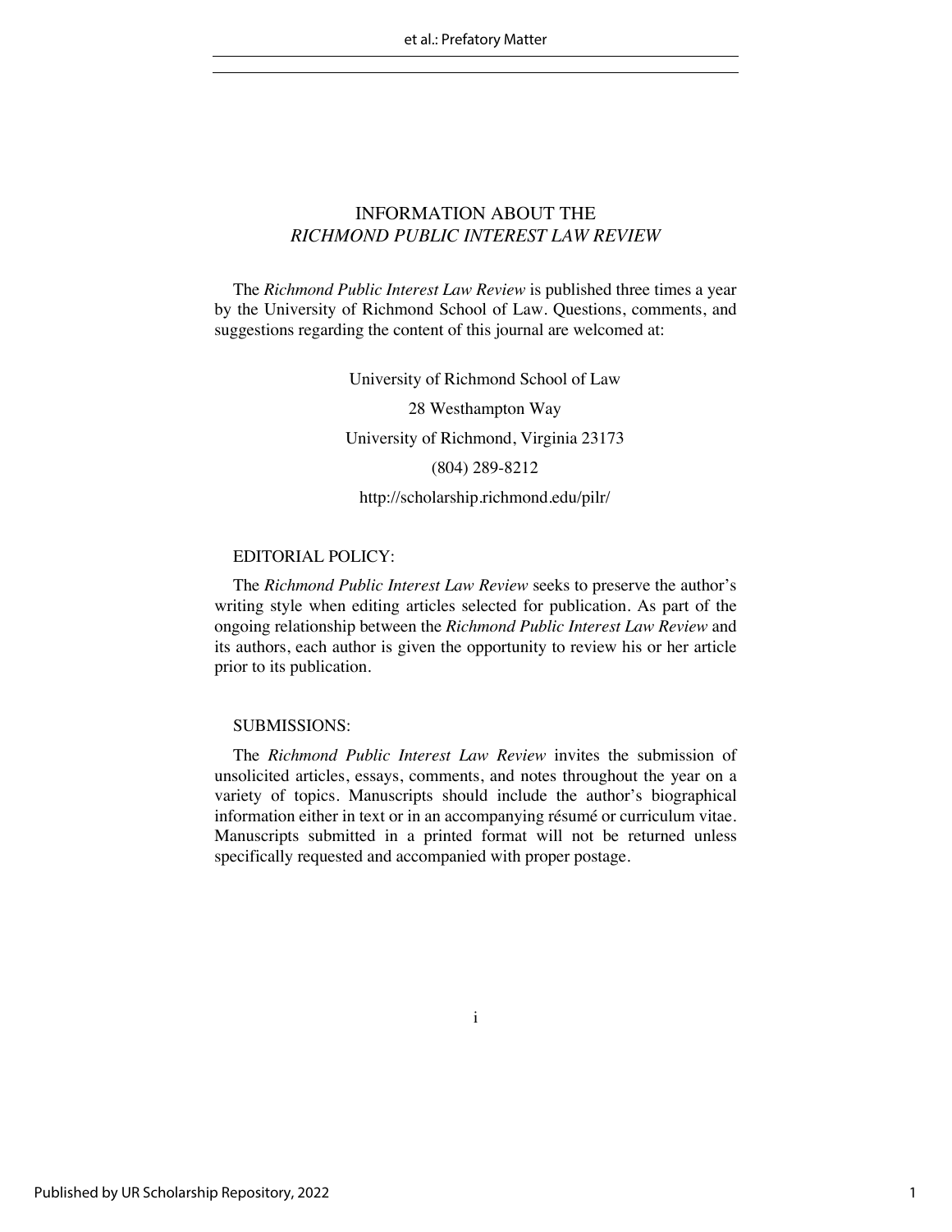# INFORMATION ABOUT THE *RICHMOND PUBLIC INTEREST LAW REVIEW*

The *Richmond Public Interest Law Review* is published three times a year by the University of Richmond School of Law. Questions, comments, and suggestions regarding the content of this journal are welcomed at:

University of Richmond School of Law

28 Westhampton Way

University of Richmond, Virginia 23173

(804) 289-8212

http://scholarship.richmond.edu/pilr/

## EDITORIAL POLICY:

The *Richmond Public Interest Law Review* seeks to preserve the author's writing style when editing articles selected for publication. As part of the ongoing relationship between the *Richmond Public Interest Law Review* and its authors, each author is given the opportunity to review his or her article prior to its publication.

## SUBMISSIONS:

The *Richmond Public Interest Law Review* invites the submission of unsolicited articles, essays, comments, and notes throughout the year on a variety of topics. Manuscripts should include the author's biographical information either in text or in an accompanying résumé or curriculum vitae. Manuscripts submitted in a printed format will not be returned unless specifically requested and accompanied with proper postage.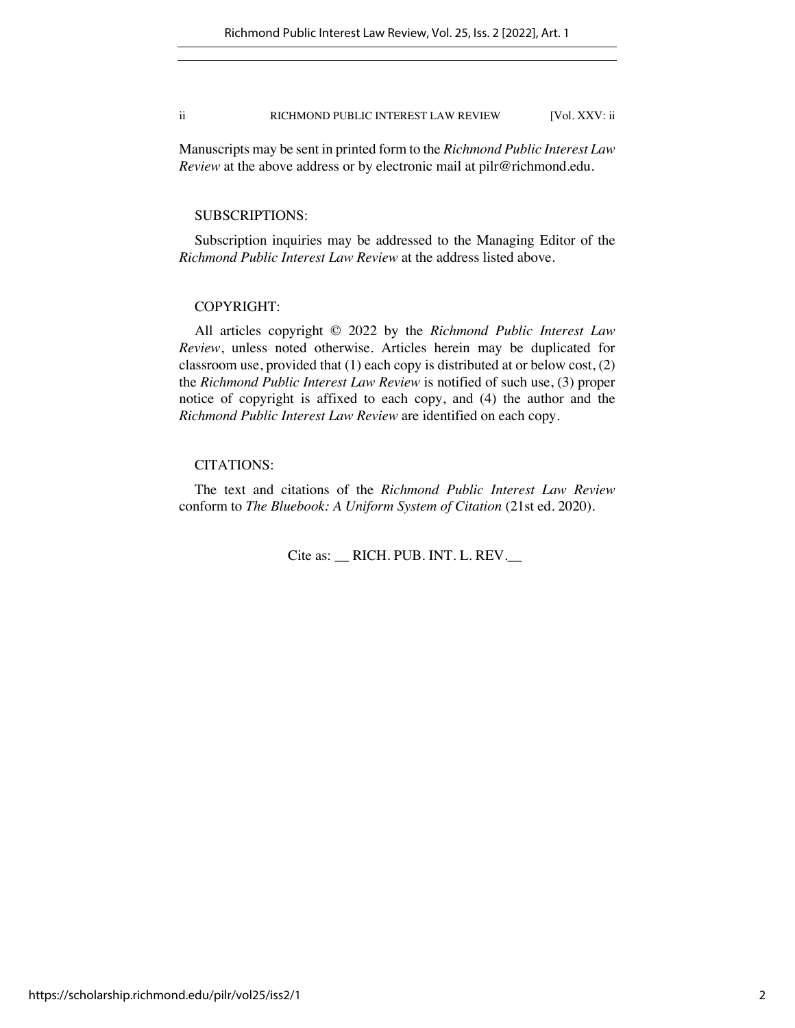Manuscripts may be sent in printed form to the *Richmond Public Interest Law Review* at the above address or by electronic mail at pilr@richmond.edu.

SUBSCRIPTIONS:

Subscription inquiries may be addressed to the Managing Editor of the *Richmond Public Interest Law Review* at the address listed above.

COPYRIGHT:

All articles copyright © 2022 by the *Richmond Public Interest Law Review*, unless noted otherwise. Articles herein may be duplicated for classroom use, provided that (1) each copy is distributed at or below cost, (2) the *Richmond Public Interest Law Review* is notified of such use, (3) proper notice of copyright is affixed to each copy, and (4) the author and the *Richmond Public Interest Law Review* are identified on each copy.

CITATIONS:

The text and citations of the *Richmond Public Interest Law Review* conform to *The Bluebook: A Uniform System of Citation* (21st ed. 2020).

Cite as: __ RICH. PUB. INT. L. REV.__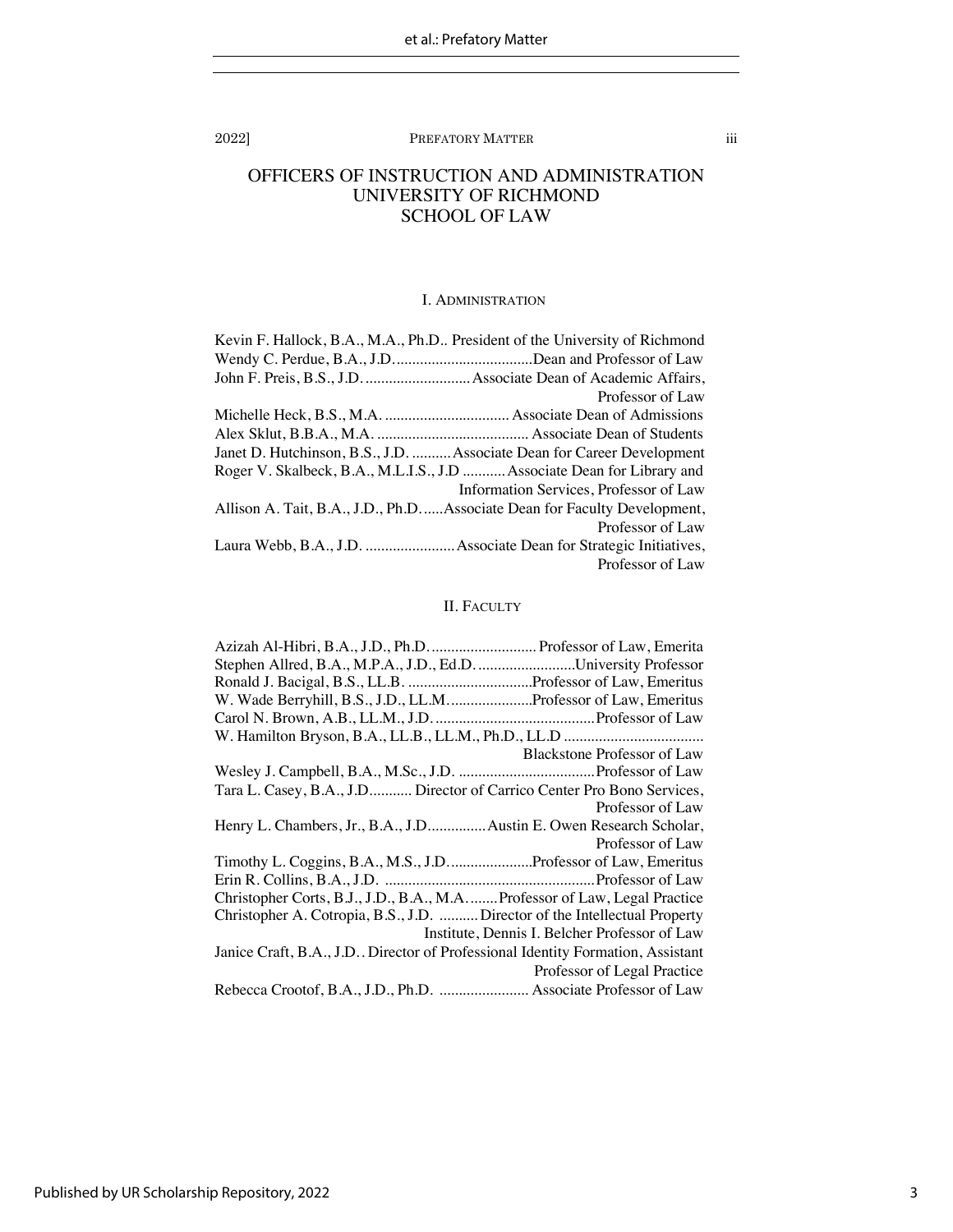# OFFICERS OF INSTRUCTION AND ADMINISTRATION
# UNIVERSITY OF RICHMOND
# SCHOOL OF LAW

## I. Administration

Kevin F. Hallock, B.A., M.A., Ph.D.. President of the University of Richmond
Wendy C. Perdue, B.A., J.D. .................................. Dean and Professor of Law
John F. Preis, B.S., J.D. .......................... Associate Dean of Academic Affairs, Professor of Law
Michelle Heck, B.S., M.A. ............................... Associate Dean of Admissions
Alex Sklut, B.B.A., M.A. ...................................... Associate Dean of Students
Janet D. Hutchinson, B.S., J.D. .......... Associate Dean for Career Development
Roger V. Skalbeck, B.A., M.L.I.S., J.D ........... Associate Dean for Library and Information Services, Professor of Law
Allison A. Tait, B.A., J.D., Ph.D. ...... Associate Dean for Faculty Development, Professor of Law
Laura Webb, B.A., J.D. ....................... Associate Dean for Strategic Initiatives, Professor of Law

## II. Faculty

Azizah Al-Hibri, B.A., J.D., Ph.D. ........................... Professor of Law, Emerita
Stephen Allred, B.A., M.P.A., J.D., Ed.D. ......................... University Professor
Ronald J. Bacigal, B.S., LL.B. ................................ Professor of Law, Emeritus
W. Wade Berryhill, B.S., J.D., LL.M. ..................... Professor of Law, Emeritus
Carol N. Brown, A.B., LL.M., J.D. ......................................... Professor of Law
W. Hamilton Bryson, B.A., LL.B., LL.M., Ph.D., LL.D ................................... Blackstone Professor of Law
Wesley J. Campbell, B.A., M.Sc., J.D. .................................. Professor of Law
Tara L. Casey, B.A., J.D. .......... Director of Carrico Center Pro Bono Services, Professor of Law
Henry L. Chambers, Jr., B.A., J.D. .............. Austin E. Owen Research Scholar, Professor of Law
Timothy L. Coggins, B.A., M.S., J.D. ..................... Professor of Law, Emeritus
Erin R. Collins, B.A., J.D. ..................................................... Professor of Law
Christopher Corts, B.J., J.D., B.A., M.A. ....... Professor of Law, Legal Practice
Christopher A. Cotropia, B.S., J.D. ......... Director of the Intellectual Property Institute, Dennis I. Belcher Professor of Law
Janice Craft, B.A., J.D.. Director of Professional Identity Formation, Assistant Professor of Legal Practice
Rebecca Crootof, B.A., J.D., Ph.D. ...................... Associate Professor of Law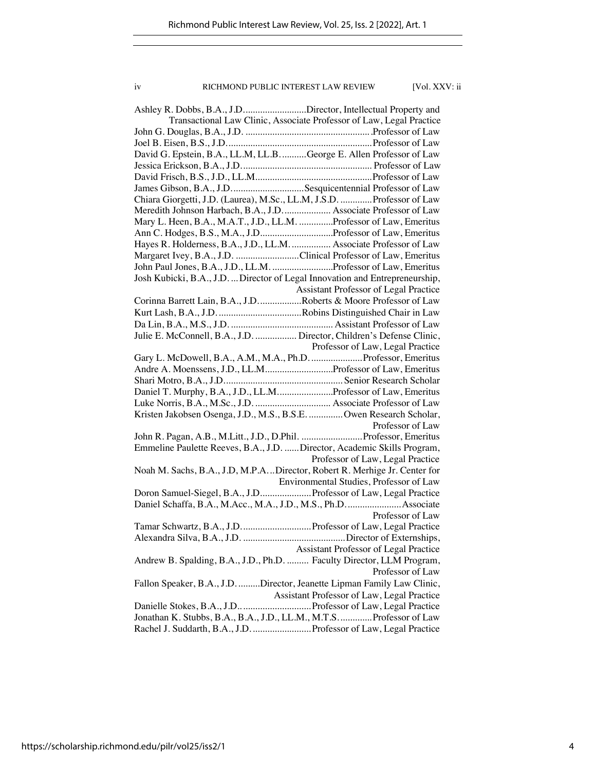Ashley R. Dobbs, B.A., J.D. ........................ Director, Intellectual Property and Transactional Law Clinic, Associate Professor of Law, Legal Practice
John G. Douglas, B.A., J.D. ........................ Professor of Law
Joel B. Eisen, B.S., J.D. ........................ Professor of Law
David G. Epstein, B.A., LL.M, LL.B. ........................ George E. Allen Professor of Law
Jessica Erickson, B.A., J.D. ........................ Professor of Law
David Frisch, B.S., J.D., LL.M. ........................ Professor of Law
James Gibson, B.A., J.D. ........................ Sesquicentennial Professor of Law
Chiara Giorgetti, J.D. (Laurea), M.Sc., LL.M, J.S.D. ........................ Professor of Law
Meredith Johnson Harbach, B.A., J.D. ........................ Associate Professor of Law
Mary L. Heen, B.A., M.A.T., J.D., LL.M. ........................ Professor of Law, Emeritus
Ann C. Hodges, B.S., M.A., J.D. ........................ Professor of Law, Emeritus
Hayes R. Holderness, B.A., J.D., LL.M. ........................ Associate Professor of Law
Margaret Ivey, B.A., J.D. ........................ Clinical Professor of Law, Emeritus
John Paul Jones, B.A., J.D., LL.M. ........................ Professor of Law, Emeritus
Josh Kubicki, B.A., J.D. ... Director of Legal Innovation and Entrepreneurship, Assistant Professor of Legal Practice
Corinna Barrett Lain, B.A., J.D. ........................ Roberts & Moore Professor of Law
Kurt Lash, B.A., J.D. ........................ Robins Distinguished Chair in Law
Da Lin, B.A., M.S., J.D. ........................ Assistant Professor of Law
Julie E. McConnell, B.A., J.D. ........................ Director, Children's Defense Clinic, Professor of Law, Legal Practice
Gary L. McDowell, B.A., A.M., M.A., Ph.D. ........................ Professor, Emeritus
Andre A. Moenssens, J.D., LL.M. ........................ Professor of Law, Emeritus
Shari Motro, B.A., J.D. ........................ Senior Research Scholar
Daniel T. Murphy, B.A., J.D., LL.M. ........................ Professor of Law, Emeritus
Luke Norris, B.A., M.Sc., J.D. ........................ Associate Professor of Law
Kristen Jakobsen Osenga, J.D., M.S., B.S.E. ........................ Owen Research Scholar, Professor of Law
John R. Pagan, A.B., M.Litt., J.D., D.Phil. ........................ Professor, Emeritus
Emmeline Paulette Reeves, B.A., J.D. ...... Director, Academic Skills Program, Professor of Law, Legal Practice
Noah M. Sachs, B.A., J.D, M.P.A. ... Director, Robert R. Merhige Jr. Center for Environmental Studies, Professor of Law
Doron Samuel-Siegel, B.A., J.D. ........................ Professor of Law, Legal Practice
Daniel Schaffa, B.A., M.Acc., M.A., J.D., M.S., Ph.D. ........................ Associate Professor of Law
Tamar Schwartz, B.A., J.D. ........................ Professor of Law, Legal Practice
Alexandra Silva, B.A., J.D. ........................ Director of Externships, Assistant Professor of Legal Practice
Andrew B. Spalding, B.A., J.D., Ph.D. ........................ Faculty Director, LLM Program, Professor of Law
Fallon Speaker, B.A., J.D. ........ Director, Jeanette Lipman Family Law Clinic, Assistant Professor of Law, Legal Practice
Danielle Stokes, B.A., J.D. ........................ Professor of Law, Legal Practice
Jonathan K. Stubbs, B.A., B.A., J.D., LL.M., M.T.S. ........................ Professor of Law
Rachel J. Suddarth, B.A., J.D. ........................ Professor of Law, Legal Practice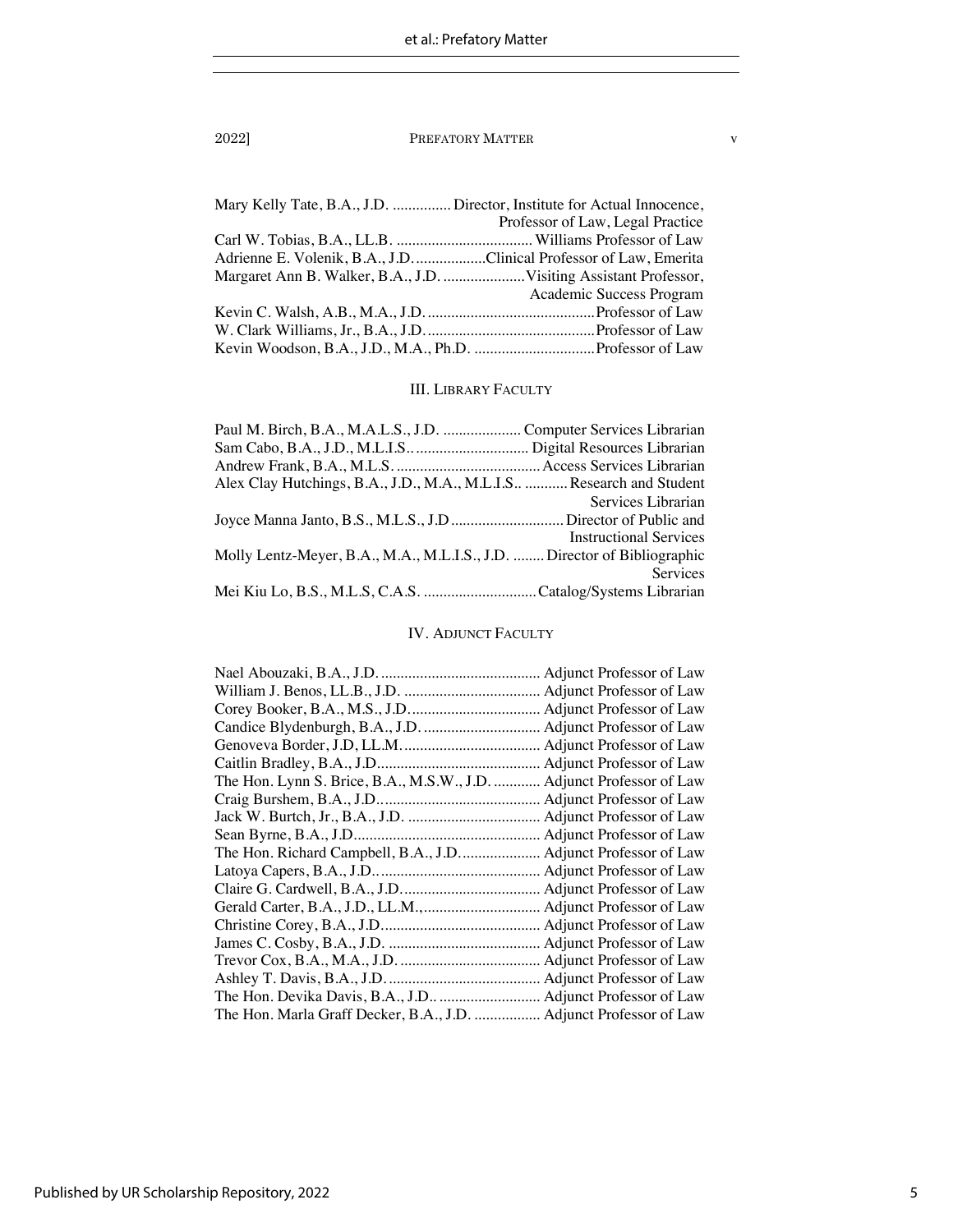Mary Kelly Tate, B.A., J.D. ............... Director, Institute for Actual Innocence, Professor of Law, Legal Practice
Carl W. Tobias, B.A., LL.B. .................................. Williams Professor of Law
Adrienne E. Volenik, B.A., J.D. .................Clinical Professor of Law, Emerita
Margaret Ann B. Walker, B.A., J.D. ....................Visiting Assistant Professor, Academic Success Program
Kevin C. Walsh, A.B., M.A., J.D. ..........................................Professor of Law
W. Clark Williams, Jr., B.A., J.D. ..........................................Professor of Law
Kevin Woodson, B.A., J.D., M.A., Ph.D. ..............................Professor of Law

## III. Library Faculty

Paul M. Birch, B.A., M.A.L.S., J.D. .................... Computer Services Librarian
Sam Cabo, B.A., J.D., M.L.I.S.. ............................ Digital Resources Librarian
Andrew Frank, B.A., M.L.S. ..................................... Access Services Librarian
Alex Clay Hutchings, B.A., J.D., M.A., M.L.I.S.. ........... Research and Student Services Librarian
Joyce Manna Janto, B.S., M.L.S., J.D ............................ Director of Public and Instructional Services
Molly Lentz-Meyer, B.A., M.A., M.L.I.S., J.D. ........ Director of Bibliographic Services
Mei Kiu Lo, B.S., M.L.S, C.A.S. ............................Catalog/Systems Librarian

## IV. Adjunct Faculty

Nael Abouzaki, B.A., J.D. ........................................ Adjunct Professor of Law
William J. Benos, LL.B., J.D. .................................. Adjunct Professor of Law
Corey Booker, B.A., M.S., J.D. ................................ Adjunct Professor of Law
Candice Blydenburgh, B.A., J.D. ............................. Adjunct Professor of Law
Genoveva Border, J.D, LL.M. .................................. Adjunct Professor of Law
Caitlin Bradley, B.A., J.D. ........................................ Adjunct Professor of Law
The Hon. Lynn S. Brice, B.A., M.S.W., J.D. ............ Adjunct Professor of Law
Craig Burshem, B.A., J.D. ........................................ Adjunct Professor of Law
Jack W. Burtch, Jr., B.A., J.D. ................................. Adjunct Professor of Law
Sean Byrne, B.A., J.D. .............................................. Adjunct Professor of Law
The Hon. Richard Campbell, B.A., J.D. .................... Adjunct Professor of Law
Latoya Capers, B.A., J.D.. ........................................ Adjunct Professor of Law
Claire G. Cardwell, B.A., J.D. .................................. Adjunct Professor of Law
Gerald Carter, B.A., J.D., LL.M., ............................. Adjunct Professor of Law
Christine Corey, B.A., J.D. ....................................... Adjunct Professor of Law
James C. Cosby, B.A., J.D. ...................................... Adjunct Professor of Law
Trevor Cox, B.A., M.A., J.D. ................................... Adjunct Professor of Law
Ashley T. Davis, B.A., J.D. ...................................... Adjunct Professor of Law
The Hon. Devika Davis, B.A., J.D.. .......................... Adjunct Professor of Law
The Hon. Marla Graff Decker, B.A., J.D. ................. Adjunct Professor of Law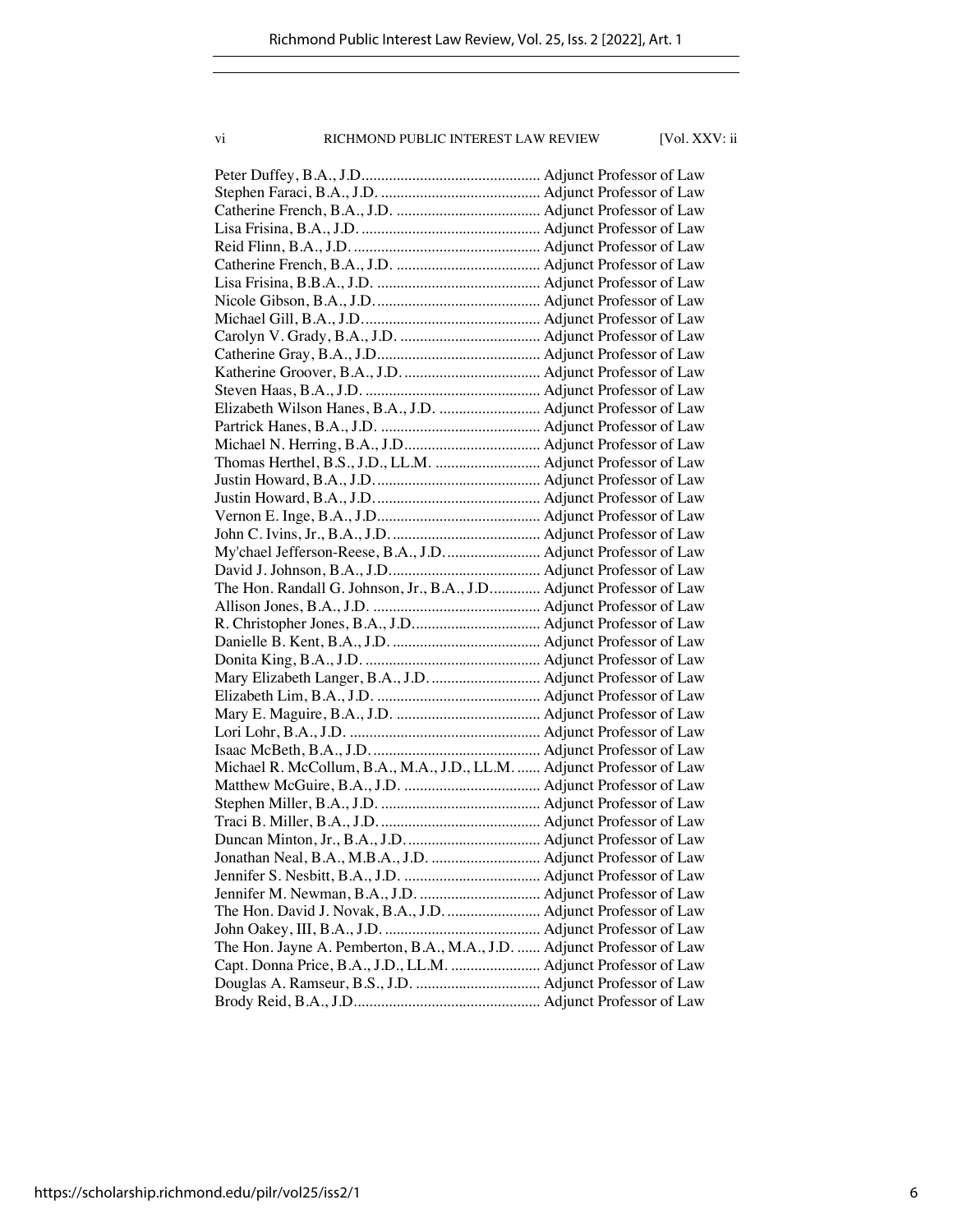| | |
|---|---|
| Peter Duffey, B.A., J.D. | Adjunct Professor of Law |
| Stephen Faraci, B.A., J.D. | Adjunct Professor of Law |
| Catherine French, B.A., J.D. | Adjunct Professor of Law |
| Lisa Frisina, B.A., J.D. | Adjunct Professor of Law |
| Reid Flinn, B.A., J.D. | Adjunct Professor of Law |
| Catherine French, B.A., J.D. | Adjunct Professor of Law |
| Lisa Frisina, B.B.A., J.D. | Adjunct Professor of Law |
| Nicole Gibson, B.A., J.D. | Adjunct Professor of Law |
| Michael Gill, B.A., J.D. | Adjunct Professor of Law |
| Carolyn V. Grady, B.A., J.D. | Adjunct Professor of Law |
| Catherine Gray, B.A., J.D. | Adjunct Professor of Law |
| Katherine Groover, B.A., J.D. | Adjunct Professor of Law |
| Steven Haas, B.A., J.D. | Adjunct Professor of Law |
| Elizabeth Wilson Hanes, B.A., J.D. | Adjunct Professor of Law |
| Partrick Hanes, B.A., J.D. | Adjunct Professor of Law |
| Michael N. Herring, B.A., J.D | Adjunct Professor of Law |
| Thomas Herthel, B.S., J.D., LL.M. | Adjunct Professor of Law |
| Justin Howard, B.A., J.D. | Adjunct Professor of Law |
| Justin Howard, B.A., J.D. | Adjunct Professor of Law |
| Vernon E. Inge, B.A., J.D. | Adjunct Professor of Law |
| John C. Ivins, Jr., B.A., J.D. | Adjunct Professor of Law |
| My'chael Jefferson-Reese, B.A., J.D. | Adjunct Professor of Law |
| David J. Johnson, B.A., J.D. | Adjunct Professor of Law |
| The Hon. Randall G. Johnson, Jr., B.A., J.D. | Adjunct Professor of Law |
| Allison Jones, B.A., J.D. | Adjunct Professor of Law |
| R. Christopher Jones, B.A., J.D. | Adjunct Professor of Law |
| Danielle B. Kent, B.A., J.D. | Adjunct Professor of Law |
| Donita King, B.A., J.D. | Adjunct Professor of Law |
| Mary Elizabeth Langer, B.A., J.D. | Adjunct Professor of Law |
| Elizabeth Lim, B.A., J.D. | Adjunct Professor of Law |
| Mary E. Maguire, B.A., J.D. | Adjunct Professor of Law |
| Lori Lohr, B.A., J.D. | Adjunct Professor of Law |
| Isaac McBeth, B.A., J.D. | Adjunct Professor of Law |
| Michael R. McCollum, B.A., M.A., J.D., LL.M. | Adjunct Professor of Law |
| Matthew McGuire, B.A., J.D. | Adjunct Professor of Law |
| Stephen Miller, B.A., J.D. | Adjunct Professor of Law |
| Traci B. Miller, B.A., J.D. | Adjunct Professor of Law |
| Duncan Minton, Jr., B.A., J.D. | Adjunct Professor of Law |
| Jonathan Neal, B.A., M.B.A., J.D. | Adjunct Professor of Law |
| Jennifer S. Nesbitt, B.A., J.D. | Adjunct Professor of Law |
| Jennifer M. Newman, B.A., J.D. | Adjunct Professor of Law |
| The Hon. David J. Novak, B.A., J.D. | Adjunct Professor of Law |
| John Oakey, III, B.A., J.D. | Adjunct Professor of Law |
| The Hon. Jayne A. Pemberton, B.A., M.A., J.D. | Adjunct Professor of Law |
| Capt. Donna Price, B.A., J.D., LL.M. | Adjunct Professor of Law |
| Douglas A. Ramseur, B.S., J.D. | Adjunct Professor of Law |
| Brody Reid, B.A., J.D. | Adjunct Professor of Law |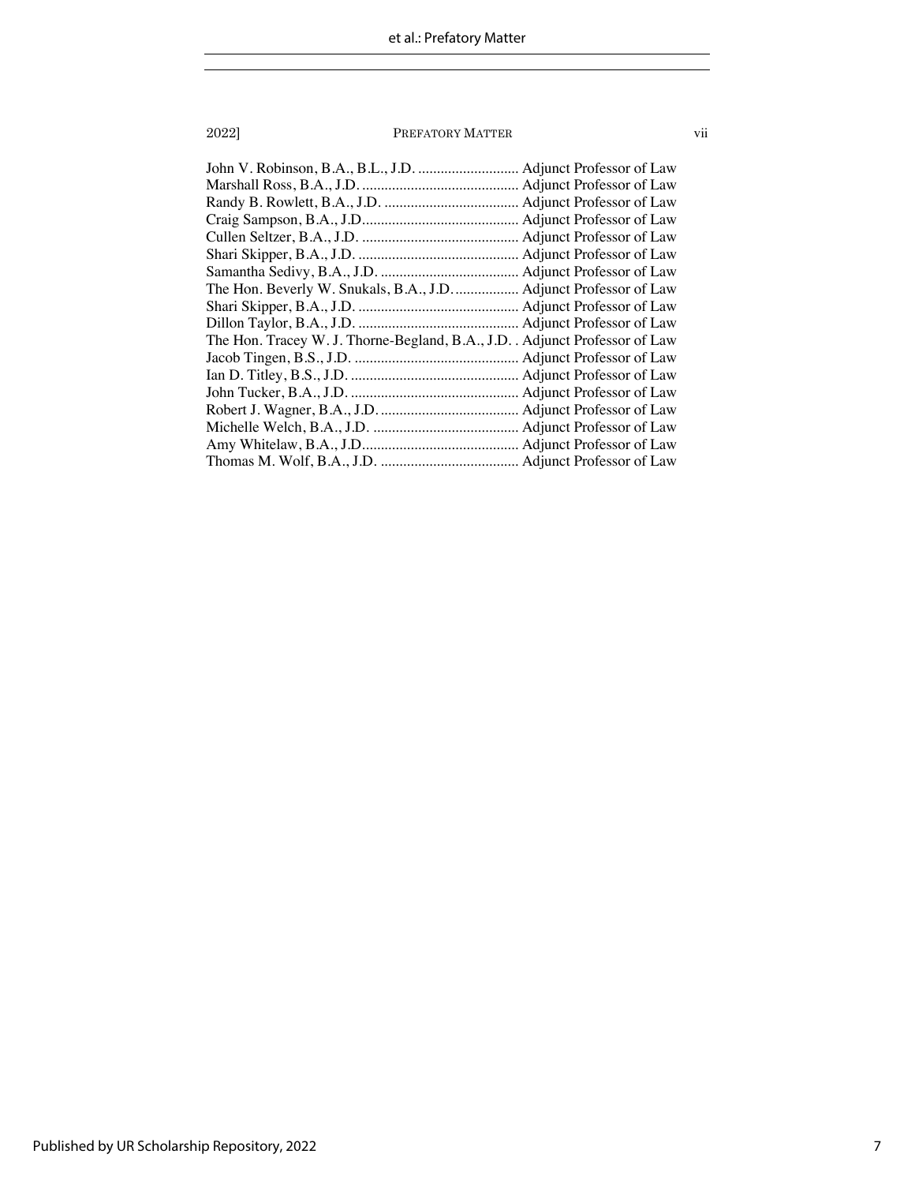John V. Robinson, B.A., B.L., J.D. ........................... Adjunct Professor of Law
Marshall Ross, B.A., J.D. .......................................... Adjunct Professor of Law
Randy B. Rowlett, B.A., J.D. .................................... Adjunct Professor of Law
Craig Sampson, B.A., J.D.......................................... Adjunct Professor of Law
Cullen Seltzer, B.A., J.D. .......................................... Adjunct Professor of Law
Shari Skipper, B.A., J.D. ........................................... Adjunct Professor of Law
Samantha Sedivy, B.A., J.D. ..................................... Adjunct Professor of Law
The Hon. Beverly W. Snukals, B.A., J.D. ................. Adjunct Professor of Law
Shari Skipper, B.A., J.D. ........................................... Adjunct Professor of Law
Dillon Taylor, B.A., J.D. ........................................... Adjunct Professor of Law
The Hon. Tracey W. J. Thorne-Begland, B.A., J.D. . Adjunct Professor of Law
Jacob Tingen, B.S., J.D. ............................................ Adjunct Professor of Law
Ian D. Titley, B.S., J.D. ............................................. Adjunct Professor of Law
John Tucker, B.A., J.D. ............................................. Adjunct Professor of Law
Robert J. Wagner, B.A., J.D. ..................................... Adjunct Professor of Law
Michelle Welch, B.A., J.D. ....................................... Adjunct Professor of Law
Amy Whitelaw, B.A., J.D.......................................... Adjunct Professor of Law
Thomas M. Wolf, B.A., J.D. ..................................... Adjunct Professor of Law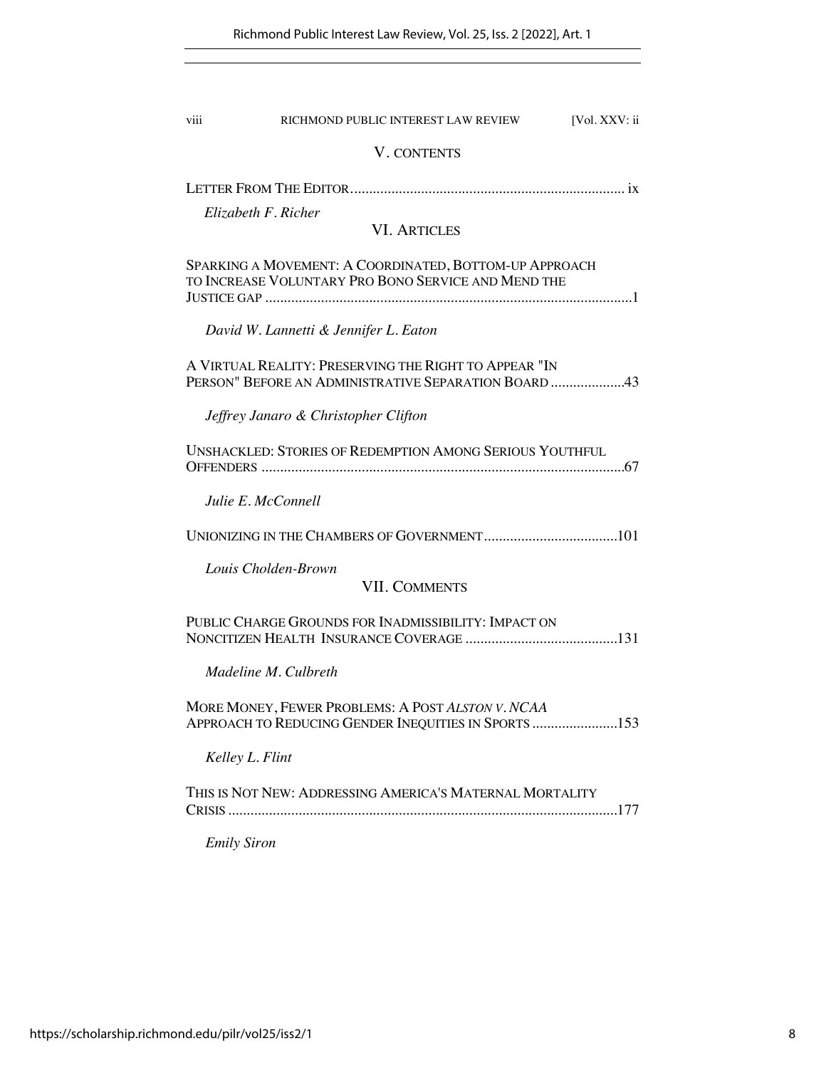## V. CONTENTS

LETTER FROM THE EDITOR......................................................................... ix

*Elizabeth F. Richer*

## VI. ARTICLES

SPARKING A MOVEMENT: A COORDINATED, BOTTOM-UP APPROACH TO INCREASE VOLUNTARY PRO BONO SERVICE AND MEND THE JUSTICE GAP ..................................................................................................1

*David W. Lannetti & Jennifer L. Eaton*

A VIRTUAL REALITY: PRESERVING THE RIGHT TO APPEAR "IN PERSON" BEFORE AN ADMINISTRATIVE SEPARATION BOARD ....................43

*Jeffrey Janaro & Christopher Clifton*

UNSHACKLED: STORIES OF REDEMPTION AMONG SERIOUS YOUTHFUL OFFENDERS .................................................................................................67

*Julie E. McConnell*

UNIONIZING IN THE CHAMBERS OF GOVERNMENT....................................101

*Louis Cholden-Brown*

## VII. COMMENTS

PUBLIC CHARGE GROUNDS FOR INADMISSIBILITY: IMPACT ON NONCITIZEN HEALTH INSURANCE COVERAGE .........................................131

*Madeline M. Culbreth*

MORE MONEY, FEWER PROBLEMS: A POST *ALSTON V. NCAA* APPROACH TO REDUCING GENDER INEQUITIES IN SPORTS .......................153

*Kelley L. Flint*

THIS IS NOT NEW: ADDRESSING AMERICA'S MATERNAL MORTALITY CRISIS ........................................................................................................177

*Emily Siron*